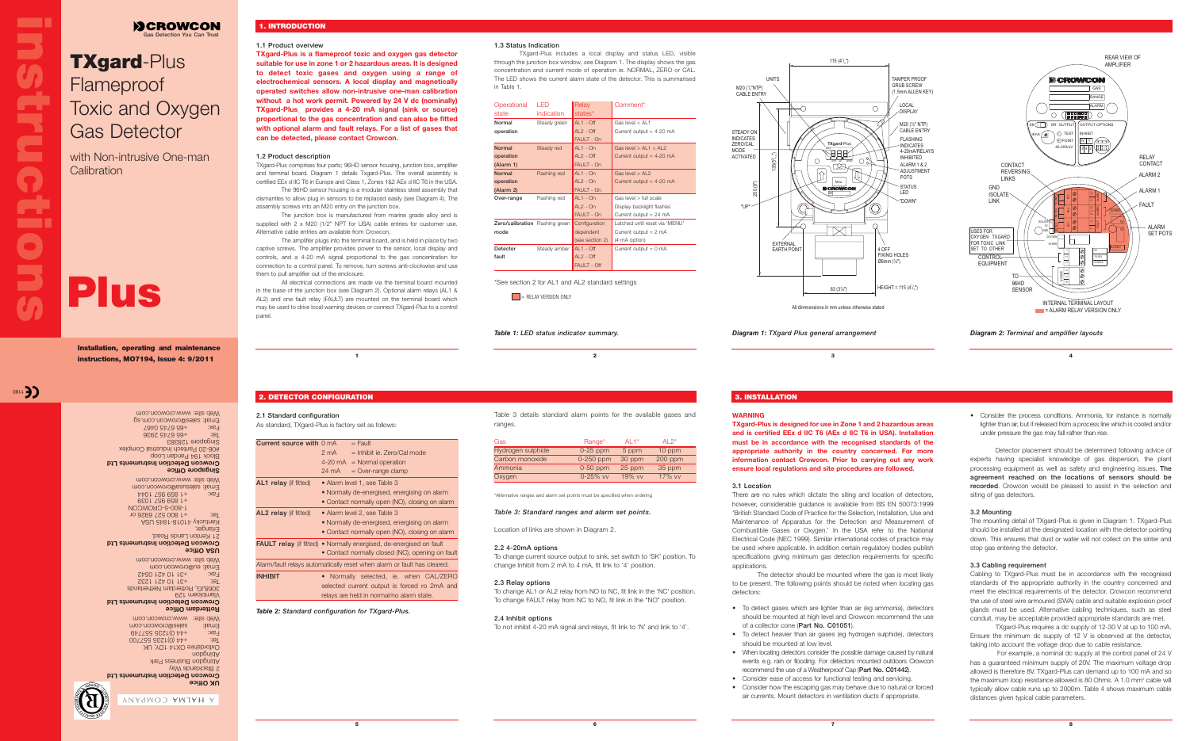# TXgard-Plus Flameproof Toxic and Oxygen Gas Detector

with Non-intrusive One-man Calibration

**Installation, operating and maintenance instructions, MO7194, Issue 4: 9/2011**

## 1. INTRODUCTION

### 1.1 Product overview

**TXgard-Plus is a flameproof toxic and oxygen gas detector suitable for use in zone 1 or 2 hazardous areas. It is designed to detect toxic gases and oxygen using a range of electrochemical sensors. A local display and magnetically operated switches allow non-intrusive one-man calibration without a hot work permit. Powered by 24 V dc (nominally) TXgard-Plus provides a 4-20 mA signal (sink or source) proportional to the gas concentration and can also be fitted with optional alarm and fault relays. For a list of gases that can be detected, please contact Crowcon.**

### 1.2 Product description

TXgard-Plus comprises four parts; 96HD sensor housing, junction box, amplifier and terminal board. Diagram 1 shows Txgard-Plus. The overall assembly is certified EEx d IIC T6 in Europe and Class 1, Zones 1&2 AEx d IIC T6 in the USA.

The 96HD sensor housing is a modular stainless steel assembly that dismantles to allow plug in sensors to be replaced easily (see Diagram 4). The assembly screws into an M20 entry on the junction box.

The junction box is manufactured from marine grade alloy and is supplied with 2 x M20 (1/2" NPT for USA) cable entries for customer use. Alternative cable entries are available from Crowcon.

The amplifier plugs into the terminal board, and is held in place by two captive screws. The amplifier provides power to the sensor, local display and controls, and a 4-20 mA signal proportional to the gas concentration for connection to a control panel. To remove, turn screws anti-clockwise and use them to pull amplifier out of the enclosure.

All electrical connections are made via the terminal board mounted in the base of the junction box (see Diagram 2). Optional alarm relays (AL1 & AL2) and one fault relay (FAULT) are mounted on the terminal board which may be used to drive local warning devices or connect TXgard-Plus to a control panel.

### 1.3 Status Indication

TXgard-Plus includes a local display and status LED, visible through the junction box window, see Diagram 1. The display shows the gas concentration and current mode of operation ie. NORMAL, ZERO or CAL. The LED shows the current alarm state of the detector. This is summarised in Table 1.

| Operational state | LED indication | Relay states* | Comment* |
|---|---|---|---|
| Normal operation | Steady green | AL1 - Off<br>AL2 - Off<br>FAULT - On | Gas level < AL1<br>Current output = 4-20 mA |
| Normal operation (Alarm 1) | Steady red | AL1 - On<br>AL2 - Off<br>FAULT - On | Gas level > AL1 < AL2<br>Current output = 4-20 mA |
| Normal operation (Alarm 2) | Flashing red | AL1 - On<br>AL2 - On<br>FAULT - On | Gas level > AL2<br>Current output = 4-20 mA |
| Over-range | Flashing red | AL1 - On<br>AL2 - On<br>FAULT - On | Gas level = full scale<br>Display backlight flashes<br>Current output = 24 mA |
| Zero/calibration mode | Flashing green | Configuration dependent (see section 2) | Latched until reset via 'MENU'<br>Current output = 2 mA<br>(4 mA option) |
| Detector fault | Steady amber | AL1 - Off<br>AL2 - Off<br>FAULT - Off | Current output = 0 mA |

*See section 2 for AL1 and AL2 standard settings

= RELAY VERSION ONLY

*Table 1: LED status indicator summary.*

*Diagram 1: TXgard Plus general arrangement*

*Diagram 2: Terminal and amplifier layouts*

## 2. DETECTOR CONFIGURATION

### 2.1 Standard configuration

As standard, TXgard-Plus is factory set as follows:

| | |
|---|---|
| **Current source with** 0 mA<br>2 mA<br>4-20 mA<br>24 mA | = Fault<br>= Inhibit ie. Zero/Cal mode<br>= Normal operation<br>= Over-range clamp |
| **AL1 relay** (if fitted) | • Alarm level 1, see Table 3<br>• Normally de-energised, energising on alarm<br>• Contact normally open (NO), closing on alarm |
| **AL2 relay** (if fitted) | • Alarm level 2, see Table 3<br>• Normally de-energised, energising on alarm<br>• Contact normally open (NO), closing on alarm |
| **FAULT relay** (if fitted) | • Normally energised, de-energised on fault<br>• Contact normally closed (NC), opening on fault |
| Alarm/fault relays automatically reset when alarm or fault has cleared. | |
| **INHIBIT** | • Normally selected, ie. when CAL/ZERO selected current output is forced ro 2mA and relays are held in normal/no alarm state. |

*Table 2: Standard configuration for TXgard-Plus.*

Table 3 details standard alarm points for the available gases and ranges.

| Gas | Range* | AL1* | AL2* |
|---|---|---|---|
| Hydrogen sulphide | 0-25 ppm | 5 ppm | 10 ppm |
| Carbon monoxide | 0-250 ppm | 30 ppm | 200 ppm |
| Ammonia | 0-50 ppm | 25 ppm | 35 ppm |
| Oxygen | 0-25% vv | 19% vv | 17% vv |

*Alternative ranges and alarm set points must be specified when ordering

*Table 3: Standard ranges and alarm set points.*

Location of links are shown in Diagram 2.

### 2.2 4-20mA options

To change current source output to sink, set switch to 'SK' position. To change inhibit from 2 mA to 4 mA, fit link to '4' position.

### 2.3 Relay options

To change AL1 or AL2 relay from NO to NC, fit link in the 'NC' position. To change FAULT relay from NC to NO, fit link in the "NO" position.

### 2.4 Inhibit options

To not inhibit 4-20 mA signal and relays, fit link to 'N' and link to '4'.

## 3. INSTALLATION

**WARNING**

**TXgard-Plus is designed for use in Zone 1 and 2 hazardous areas and is certified EEx d IIC T6 (AEx d IIC T6 in USA). Installation must be in accordance with the recognised standards of the appropriate authority in the country concerned. For more information contact Crowcon. Prior to carrying out any work ensure local regulations and site procedures are followed.**

### 3.1 Location

There are no rules which dictate the siting and location of detectors, however, considerable guidance is available from BS EN 50073:1999 'British Standard Code of Practice for the Selection, Installation, Use and Maintenance of Apparatus for the Detection and Measurement of Combustible Gases or Oxygen.' In the USA refer to the National Electrical Code (NEC 1999). Similar international codes of practice may be used where applicable. In addition certain regulatory bodies publish specifications giving minimum gas detection requirements for specific applications.

The detector should be mounted where the gas is most likely to be present. The following points should be noted when locating gas detectors:

- To detect gases which are lighter than air (eg ammonia), detectors should be mounted at high level and Crowcon recommend the use of a collector cone (**Part No. C01051**).
- To detect heavier than air gases (eg hydrogen sulphide), detectors should be mounted at low level.
- When locating detectors consider the possible damage caused by natural events e.g. rain or flooding. For detectors mounted outdoors Crowcon recommend the use of a Weatherproof Cap (**Part No. C01442**).
- Consider ease of access for functional testing and servicing.
- Consider how the escaping gas may behave due to natural or forced air currents. Mount detectors in ventilation ducts if appropriate.
- Consider the process conditions. Ammonia, for instance is normally lighter than air, but if released from a process line which is cooled and/or under pressure the gas may fall rather than rise.

Detector placement should be determined following advice of experts having specialist knowledge of gas dispersion, the plant processing equipment as well as safety and engineering issues. **The agreement reached on the locations of sensors should be recorded**. Crowcon would be pleased to assist in the selection and siting of gas detectors.

### 3.2 Mounting

The mounting detail of TXgard-Plus is given in Diagram 1. TXgard-Plus should be installed at the designated location with the detector pointing down. This ensures that dust or water will not collect on the sinter and stop gas entering the detector.

### 3.3 Cabling requirement

Cabling to TXgard-Plus must be in accordance with the recognised standards of the appropriate authority in the country concerned and meet the electrical requirements of the detector. Crowcon recommend the use of steel wire armoured (SWA) cable and suitable explosion proof glands must be used. Alternative cabling techniques, such as steel conduit, may be acceptable provided appropriate standards are met.

TXgard-Plus requires a dc supply of 12-30 V at up to 100 mA. Ensure the minimum dc supply of 12 V is observed at the detector, taking into account the voltage drop due to cable resistance.

For example, a nominal dc supply at the control panel of 24 V has a guaranteed minimum supply of 20V. The maximum voltage drop allowed is therefore 8V. TXgard-Plus can demand up to 100 mA and so the maximum loop resistance allowed is 80 Ohms. A 1.0 mm² cable will typically allow cable runs up to 2000m. Table 4 shows maximum cable distances given typical cable parameters.

**UK Office**
Crowcon Detection Instruments Ltd
2 Blacklands Way
Abingdon Business Park
Abingdon
Oxfordshire OX14 1DY, UK
Tel: +44 (0)1235 557700
Fax: +44 (0)1235 557749
Email: sales@crowcon.com
Web site: www.crowcon.com

**Rotterdam Office**
Crowcon Detection Instruments Ltd
Vlambloem 129
3068JG, Rotterdam Netherlands
Tel: +31 10 421 1232
Fax: +31 10 421 0542
Email: eu@crowcon.com
Web site: www.crowcon.com

**USA Office**
Crowcon Detection Instruments Ltd
21 Kenton Lands Road,
Erlanger,
Kentucky 41018-1845 USA
Tel: +1 859 957 1039 or
1-800-5-CROWCON
Fax: +1 859 957 1044
Email: salesusa@crowcon.com
Web site: www.crowcon.com

**Singapore Office**
Crowcon Detection Instruments Ltd
Block 194 Pandan Loop
#06-20 Pantech Industrial Complex
Singapore 128383
Tel: +65 6745 2936
Fax: +65 6745 0467
Email: sales@crowcon.com.sg
Web site: www.crowcon.com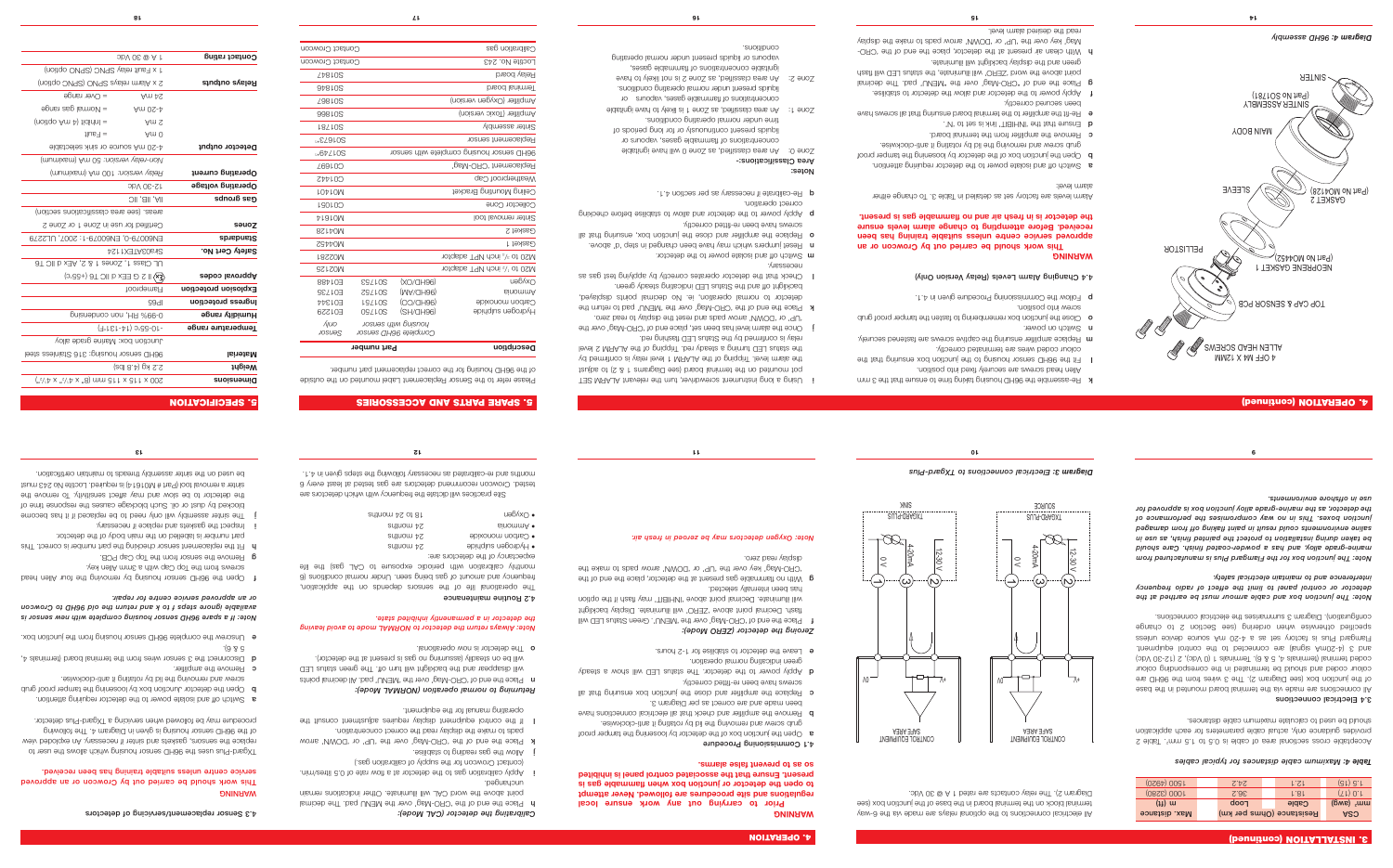# 3. INSTALLATION (continued)

**Table 2: Maximum cable distances for typical cables**

| CSA mm² (awg) | Resistance (Ohms per km) Cable | Loop | Max. distance m (ft) |
|---|---|---|---|
| 1.0 (17) | 18.1 | 36.2 | 1000 (3280) |
| 1.5 (15) | 12.1 | 24.2 | 1500 (4920) |

Acceptable cross sectional area of cable is 0.5 to 1.5 mm². Table 2 provides guidance only, actual cable parameters for each application should be used to calculate maximum cable distances.

### 3.4 Electrical connections

All connections are made via the terminal board mounted in the base of the junction box (see Diagram 2). The 3 wires from the 96HD are colour coded and should be terminated in the corresponding colour coded terminal (terminals 4, 5 & 6). Terminals 1 (0 Vdc), 2 (12-30 Vdc) and 3 (4-20mA signal) are connected to the control equipment. Flamgard Plus is factory set as a 4-20 mA source device unless specified otherwise when ordering (see Section 5 to change configuration). Diagram 3 summarises the electrical connections.

***Note: The junction box and cable armour must be earthed at the detector or control panel to limit the effect of radio frequency interference and to maintain electrical safety.***

***Note: The junction box for the Flamgard Plus is manufactured from marine-grade alloy, and has a powder-coated finish. Care should be taken during installation to protect the painted finish, as use in saline environments could result in paint flaking off from damaged junction boxes. This in no way compromises the performance of the detector, as the marine-grade alloy junction box is approved for use in offshore environments.***

CONTROL EQUIPMENT SAFE AREA

TXGARD-PLUS SOURCE

12-30V

4-20mA

0V

CONTROL EQUIPMENT SAFE AREA

TXGARD-PLUS SINK

12-30V

4-20mA

0V

*Diagram 3: Electrical connections to TXgard-Plus*

All electrical connections to the optional relays are made via the 6-way terminal block on the terminal board in the base of the junction box (see Diagram 2). The relay contacts are rated 1 A @ 30 Vdc.

# 4. OPERATION

**WARNING**

**Prior to carrying out any work ensure local regulations and site procedures are followed. Never attempt to open the detector or junction box when flammable gas is present. Ensure that the associated control panel is inhibited so as to prevent false alarms.**

### 4.1 Commissioning Procedure

a Open the junction box of the detector by loosening the tamper proof grub screw and removing the lid by rotating it anti-clockwise.

b Remove the amplifier and check that all electrical connections have been made and are correct as per Diagram 3.

c Replace the amplifier and close the junction box ensuring that all screws have been re-fitted correctly.

d Apply power to the detector. The status LED will show a steady green indicating normal operation.

e Leave the detector to stabilise for 1-2 hours.

**Zeroing the detector (ZERO Mode):**

f Place the end of 'CRO-Mag' over the 'MENU' pad. Green Status LED will flash. Decimal point above 'ZERO' will illuminate. Display backlight will illuminate. Decimal point above 'INHIBIT' may flash if the option has been internally selected.

g With no flammable gas present at the detector, place the end of the 'CRO-Mag' key over the 'UP' or 'DOWN' arrow pads to make the display read zero.

*Note: Oxygen detectors may be zeroed in fresh air.*

**Calibrating the detector (CAL Mode):**

h Place the end of 'CRO-Mag' over the MENU pad. The decimal point above the word CAL will illuminate. Other indications remain unchanged.

i Apply calibration gas to the detector at a flow rate of 0.5 litres/min. (contact Crowcon for the supply of calibration gas).

j Allow the gas reading to stabilise.

k Place the end of the 'CRO-Mag' over the 'UP' or 'DOWN' arrow pads to make the display read the known gas concentration.

l If the control equipment display requires adjustment consult the operating manual for the equipment.

**Returning to normal operation (NORMAL Mode):**

m Place the end of 'CRO-Mag' over the 'MENU' pad. All decimal points will disappear and the backlight will turn off. The green status LED will be on steady (assuming no gas is present at the detector).

n The detector is now operational.

***Note: Always return the detector to NORMAL mode to avoid leaving the detector in a permanently inhibited state.***

### 4.2 Routine maintenance

The operational life of the sensors depends on the application, frequency and amount of gas being seen. Under normal conditions (6 monthly calibration with periodic exposure to CAL gas) the life expectancy of the detectors are:

- Hydrogen sulphide 24 months
- Carbon monoxide 24 months
- Ammonia 24 months
- Oxygen 18 to 24 months

Site practices will dictate the frequency with which detectors are tested. Crowcon recommend detectors are gas tested at least every 6 months and re-calibrated as necessary following the steps given in 4.1.

### 4.3 Sensor replacement/servicing of detectors

**WARNING**

**This work should be carried out by Crowcon or an approved service centre unless suitable training has been received.**

TXgard-Plus uses the 96HD sensor housing which allows the user to replace the sensors, gaskets and sinter if necessary. An exploded view of the 96HD sensor housing is given in Diagram 4. The following procedure may be followed when servicing a TXgard-Plus detector.

a Switch off and isolate power to the detector requiring attention.

b Open the detector junction box by loosening the tamper proof grub screw and removing the lid by rotating it anti-clockwise.

c Remove the amplifier.

d Disconnect the 3 sensor wires from the terminal board (terminals 4, 5 & 6).

e Unscrew the complete 96HD sensor housing from the junction box.

***Note: If a spare 96HD sensor housing complete with new sensor is available ignore steps f to k and return the old 96HD to Crowcon or an approved service centre for repair.***

f Open the 96HD sensor housing by removing the four Allen head screws from the Top Cap with a 3mm Allen key.

g Remove the sensor from the Top Cap/PCB.

h Fit the replacement sensor checking the part number is correct. This part number is labelled on the main body of the detector.

i Inspect the gaskets and replace if necessary.

j The sinter assembly will only need to be replaced if it has become blocked by dust or oil. Such blockage causes the response time of the detector to be slow and may affect sensitivity. To remove the sinter a removal tool (Part # M01614) is required. Loctite No 243 must be used on the sinter assembly threads to maintain certification.

4 OFF M4 X 12MM ALLEN HEAD SCREWS

TOP CAP & SENSOR PCB

NEOPRENE GASKET 1 (Part No M04452)

PELLISTOR

GASKET 2 (Part No M04128)

SLEEVE

MAIN BODY

SINTER ASSEMBLY (Part No S01781)

SINTER

*Diagram 4: 96HD assembly*

# 4. OPERATION (continued)

k Re-assemble the 96HD housing taking time to ensure that the 3 mm Allen head screws are securely fixed into position.

l Fit the 96HD sensor housing to the junction box ensuring that the colour coded wires are terminated correctly.

m Replace amplifier ensuring the captive screws are fastened securely.

n Switch on power.

o Close the junction box remembering to fasten the tamper proof grub screw into position.

p Follow the Commissioning Procedure given in 4.1.

### 4.4 Changing Alarm Levels (Relay Version Only)

**WARNING**

**This work should be carried out by Crowcon or an approved service centre unless suitable training has been received. Before attempting to change alarm levels ensure the detector is in fresh air and no flammable gas is present.**

Alarm levels are factory set as detailed in Table 3. To change either alarm level:

a Switch off and isolate power to the detector requiring attention.

b Open the junction box of the detector by loosening the tamper proof grub screw and removing the lid by rotating it anti-clockwise.

c Remove the amplifier from the terminal board.

d Ensure that the 'INHIBIT' link is set to 'N'.

e Re-fit the amplifier to the terminal board ensuring that all screws have been secured correctly.

f Apply power to the detector and allow the detector to stabilise.

g Place the end of 'CRO-Mag' over the 'MENU' pad. The decimal point above the word 'ZERO' will illuminate, the status LED will flash green and the display backlight will illuminate.

h With clean air present at the detector, place the end of the 'CRO-Mag' key over the 'UP' or 'DOWN' arrow pads to make the display read the desired alarm level.

i Using a long instrument screwdriver, turn the relevant ALARM SET pot mounted on the terminal board (see Diagrams 1 & 2) to adjust the alarm level. Tripping of the ALARM 1 level relay is confirmed by the status LED turning a steady red. Tripping of the ALARM 2 level relay is confirmed by the Status LED flashing red.

j Once the alarm level has been set, place end of 'CRO-Mag' over the 'UP' or 'DOWN' arrow pads and reset the display to read zero.

k Place the end of the 'CRO-Mag' over the 'MENU' pad to return the detector to normal operation, i.e. No decimal points displayed, backlight off and the Status LED showing steady green.

l Check that the detector operates correctly by applying test gas as necessary.

m Switch off and isolate power to the detector.

n Reset jumpers which may have been changed in step 'd' above.

o Replace the amplifier and close the junction box, ensuring that all screws have been re-fitted correctly.

p Apply power to the detector and allow to stabilise before checking correct operation.

q Re-calibrate if necessary as per section 4.1.

**Notes:**

**Area Classifications:-**

Zone 0: An area classified, as Zone 0 will have ignitable concentrations of flammable gases, vapours or liquids present continuously or for long periods of time under normal operating conditions.

Zone 1: An area classified, as Zone 1 is likely to have ignitable concentrations of flammable gases, vapours or liquids present under normal operating conditions.

Zone 2: An area classified, as Zone 2 is not likely to have ignitable concentrations of flammable gases, vapours or liquids present under normal operating conditions.

# 5. SPARE PARTS AND ACCESSORIES

Please refer to the Sensor Replacement Label mounted on the outside of the 96HD housing for the correct replacement part number.

| Description | | Part number: Complete 96HD sensor housing with sensor | Sensor only |
|---|---|---|---|
| Hydrogen sulphide | (96HD/HS) | S01750 | E01229 |
| Carbon monoxide | (96HD/CO) | S01751 | E01344 |
| Ammonia | (96HD/AM) | S01752 | E01735 |
| Oxygen | (96HD/OX) | S01753 | E01888 |
| M20 to ½ inch NPT adaptor | | M02125 | |
| M20 to ¾ inch NPT adaptor | | M02281 | |
| Gasket 1 | | M04452 | |
| Gasket 2 | | M04128 | |
| Sinter removal tool | | M01614 | |
| Collector Cone | | C01301 | |
| Ceiling Mounting Bracket | | M01401 | |
| Weatherproof Cap | | C01442 | |
| Replacement 'CRO-Mag' | | C01697 | |
| 96HD sensor housing complete with sensor | | S01749* | |
| Replacement sensor | | S01673* | |
| Sinter assembly | | S01781 | |
| Amplifier (Toxic version) | | S01866 | |
| Amplifier (Oxygen version) | | S01867 | |
| Terminal board | | S01846 | |
| Relay board | | S01847 | |
| Loctite No. 243 | | Contact Crowcon | |
| Calibration gas | | Contact Crowcon | |

# 5. SPECIFICATION

| | |
|---|---|
| **Dimensions** | 200 x 115 x 115 mm (8" x 4½" x 4½") |
| **Weight** | 2.2 kg (4.8 lbs) |
| **Material** | 96HD sensor housing: 316 Stainless steel<br>Junction box: Marine grade alloy |
| **Temperature range** | -10-55°c (14-131°F) |
| **Humidity range** | 0-99% RH, non condensing |
| **Ingress protection** | IP65 |
| **Explosion protection** | Flameproof |
| **Approval codes** | Ex II 2 G EEx d IIC T6 (+55°c)<br>UL Class 1, Zones 1 & 2, AEx d IIC T6 |
| **Safety Cert No.** | Sira03ATEX1124 |
| **Standards** | EN60079-0, EN60079-1: 2007, UL2279 |
| **Zones** | Certified for use in Zone 1 or Zone 2 areas. (see area classifications section) |
| **Gas groups** | IIA, IIB, IIC |
| **Operating voltage** | 12-30 Vdc |
| **Operating current** | Relay version: 100 mA (maximum)<br>Non-relay version: 50 mA (maximum) |
| **Detector output** | 4-20 mA source or sink selectable<br>0 mA = Fault<br>2 mA = Inhibit (4 mA option)<br>4-20 mA = Normal gas range<br>24 mA = Over range |
| **Relays outputs** | 2 x Alarm relays SPNO (SPNC option)<br>1 x Fault relay SPNC (SPNO option) |
| **Contact rating** | 1 A @ 30 VDC |